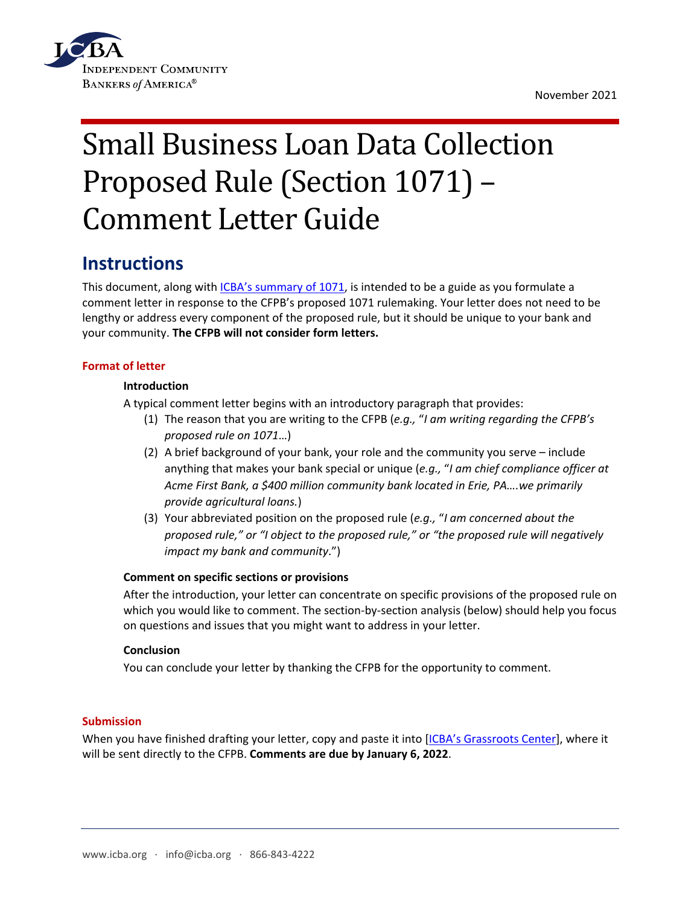November 2021

# Small Business Loan Data Collection Proposed Rule (Section 1071) – Comment Letter Guide

## Instructions

This document, along with [ICBA's summary of 1071](), is intended to be a guide as you formulate a comment letter in response to the CFPB's proposed 1071 rulemaking. Your letter does not need to be lengthy or address every component of the proposed rule, but it should be unique to your bank and your community. **The CFPB will not consider form letters.**

### Format of letter

**Introduction**

A typical comment letter begins with an introductory paragraph that provides:

1. The reason that you are writing to the CFPB (*e.g.,* "*I am writing regarding the CFPB's proposed rule on 1071*…)
2. A brief background of your bank, your role and the community you serve – include anything that makes your bank special or unique (*e.g.,* "*I am chief compliance officer at Acme First Bank, a $400 million community bank located in Erie, PA….we primarily provide agricultural loans.*)
3. Your abbreviated position on the proposed rule (*e.g.,* "*I am concerned about the proposed rule," or "I object to the proposed rule," or "the proposed rule will negatively impact my bank and community*.")

**Comment on specific sections or provisions**

After the introduction, your letter can concentrate on specific provisions of the proposed rule on which you would like to comment. The section-by-section analysis (below) should help you focus on questions and issues that you might want to address in your letter.

**Conclusion**

You can conclude your letter by thanking the CFPB for the opportunity to comment.

### Submission

When you have finished drafting your letter, copy and paste it into [[ICBA's Grassroots Center]()], where it will be sent directly to the CFPB. **Comments are due by January 6, 2022**.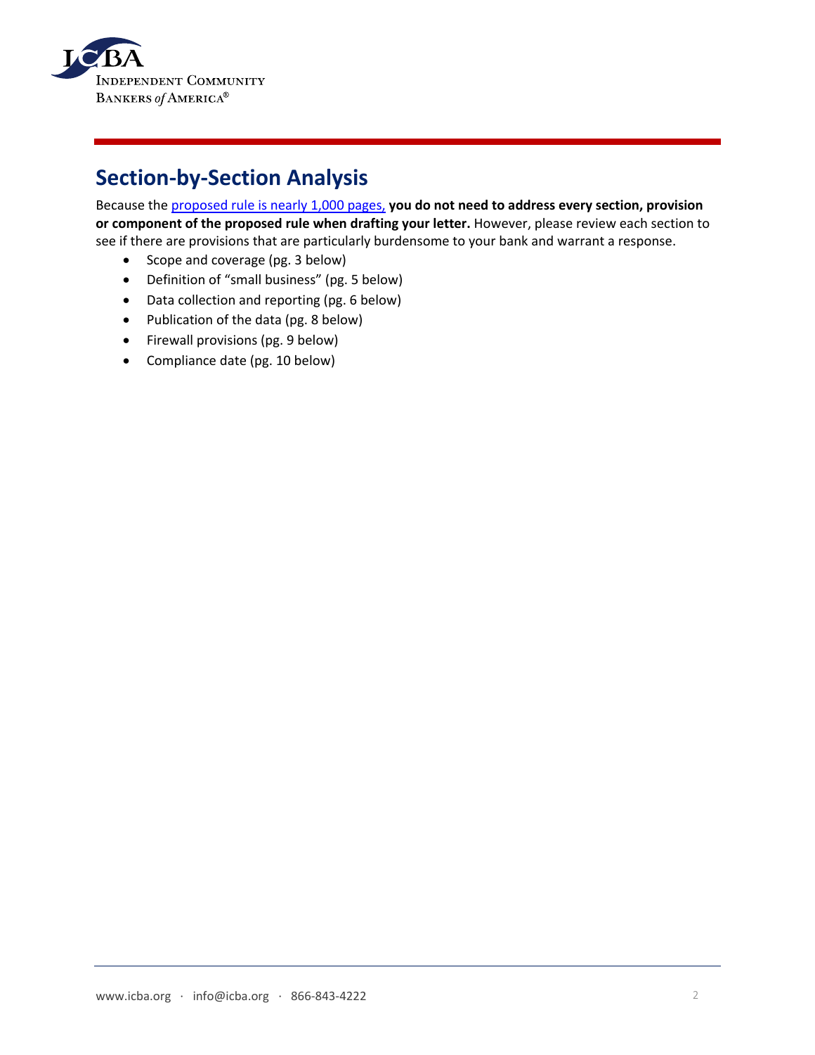## Section-by-Section Analysis

Because the proposed rule is nearly 1,000 pages, **you do not need to address every section, provision or component of the proposed rule when drafting your letter.** However, please review each section to see if there are provisions that are particularly burdensome to your bank and warrant a response.

- Scope and coverage (pg. 3 below)
- Definition of "small business" (pg. 5 below)
- Data collection and reporting (pg. 6 below)
- Publication of the data (pg. 8 below)
- Firewall provisions (pg. 9 below)
- Compliance date (pg. 10 below)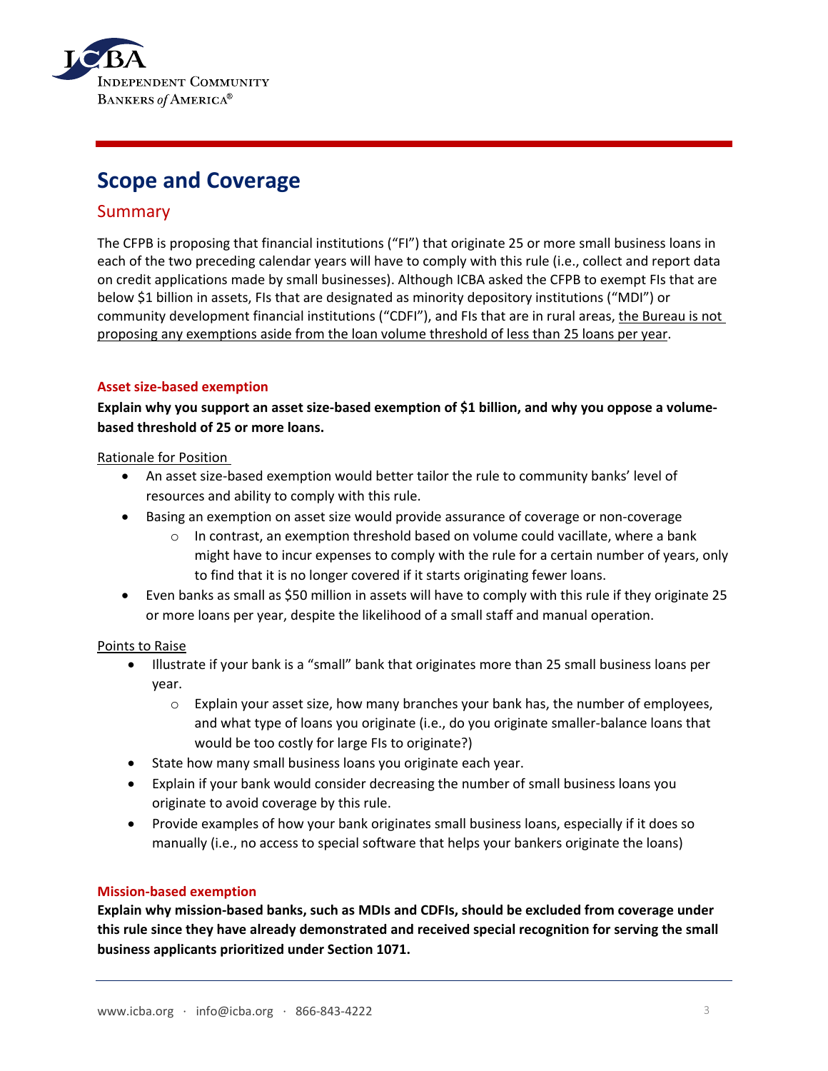# Scope and Coverage

## Summary

The CFPB is proposing that financial institutions ("FI") that originate 25 or more small business loans in each of the two preceding calendar years will have to comply with this rule (i.e., collect and report data on credit applications made by small businesses). Although ICBA asked the CFPB to exempt FIs that are below $1 billion in assets, FIs that are designated as minority depository institutions ("MDI") or community development financial institutions ("CDFI"), and FIs that are in rural areas, <u>the Bureau is not proposing any exemptions aside from the loan volume threshold of less than 25 loans per year</u>.

### Asset size-based exemption

**Explain why you support an asset size-based exemption of $1 billion, and why you oppose a volume-based threshold of 25 or more loans.**

<u>Rationale for Position</u>

- An asset size-based exemption would better tailor the rule to community banks' level of resources and ability to comply with this rule.
- Basing an exemption on asset size would provide assurance of coverage or non-coverage
  - In contrast, an exemption threshold based on volume could vacillate, where a bank might have to incur expenses to comply with the rule for a certain number of years, only to find that it is no longer covered if it starts originating fewer loans.
- Even banks as small as $50 million in assets will have to comply with this rule if they originate 25 or more loans per year, despite the likelihood of a small staff and manual operation.

<u>Points to Raise</u>

- Illustrate if your bank is a "small" bank that originates more than 25 small business loans per year.
  - Explain your asset size, how many branches your bank has, the number of employees, and what type of loans you originate (i.e., do you originate smaller-balance loans that would be too costly for large FIs to originate?)
- State how many small business loans you originate each year.
- Explain if your bank would consider decreasing the number of small business loans you originate to avoid coverage by this rule.
- Provide examples of how your bank originates small business loans, especially if it does so manually (i.e., no access to special software that helps your bankers originate the loans)

### Mission-based exemption

**Explain why mission-based banks, such as MDIs and CDFIs, should be excluded from coverage under this rule since they have already demonstrated and received special recognition for serving the small business applicants prioritized under Section 1071.**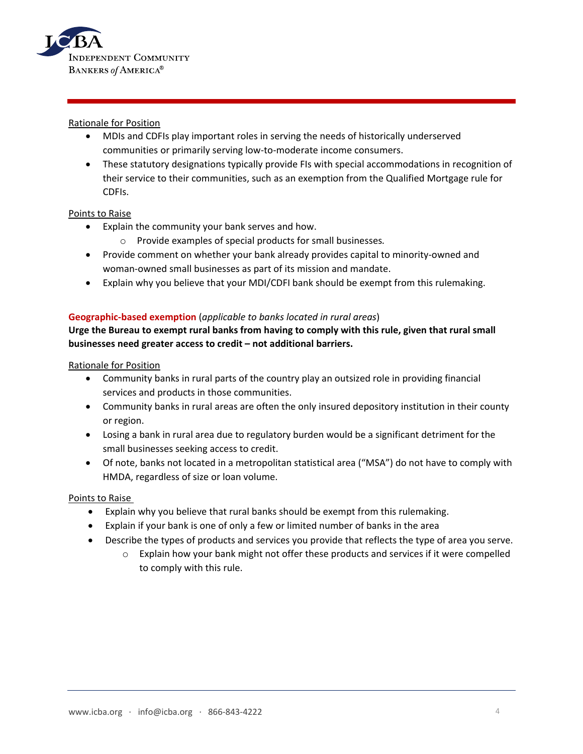Rationale for Position

- MDIs and CDFIs play important roles in serving the needs of historically underserved communities or primarily serving low-to-moderate income consumers.
- These statutory designations typically provide FIs with special accommodations in recognition of their service to their communities, such as an exemption from the Qualified Mortgage rule for CDFIs.

Points to Raise

- Explain the community your bank serves and how.
  - Provide examples of special products for small businesses.
- Provide comment on whether your bank already provides capital to minority-owned and woman-owned small businesses as part of its mission and mandate.
- Explain why you believe that your MDI/CDFI bank should be exempt from this rulemaking.

**Geographic-based exemption** (*applicable to banks located in rural areas*)

**Urge the Bureau to exempt rural banks from having to comply with this rule, given that rural small businesses need greater access to credit – not additional barriers.**

Rationale for Position

- Community banks in rural parts of the country play an outsized role in providing financial services and products in those communities.
- Community banks in rural areas are often the only insured depository institution in their county or region.
- Losing a bank in rural area due to regulatory burden would be a significant detriment for the small businesses seeking access to credit.
- Of note, banks not located in a metropolitan statistical area ("MSA") do not have to comply with HMDA, regardless of size or loan volume.

Points to Raise

- Explain why you believe that rural banks should be exempt from this rulemaking.
- Explain if your bank is one of only a few or limited number of banks in the area
- Describe the types of products and services you provide that reflects the type of area you serve.
  - Explain how your bank might not offer these products and services if it were compelled to comply with this rule.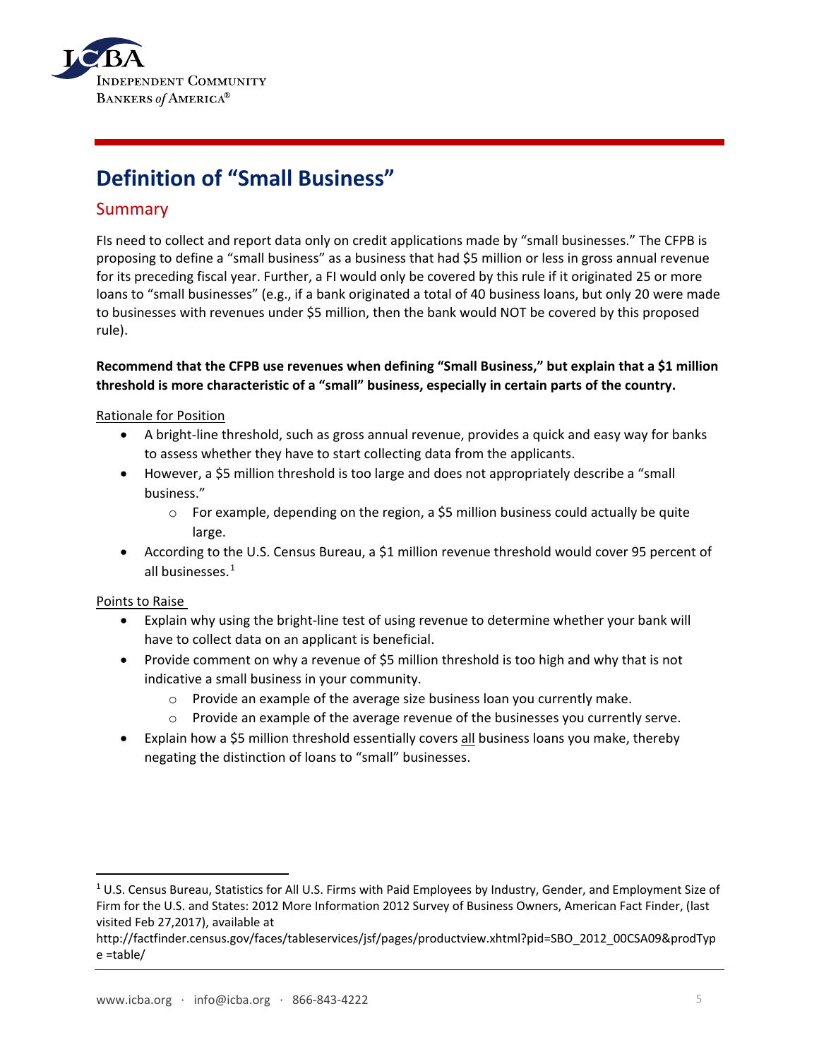# Definition of "Small Business"

## Summary

FIs need to collect and report data only on credit applications made by "small businesses." The CFPB is proposing to define a "small business" as a business that had $5 million or less in gross annual revenue for its preceding fiscal year. Further, a FI would only be covered by this rule if it originated 25 or more loans to "small businesses" (e.g., if a bank originated a total of 40 business loans, but only 20 were made to businesses with revenues under $5 million, then the bank would NOT be covered by this proposed rule).

**Recommend that the CFPB use revenues when defining "Small Business," but explain that a $1 million threshold is more characteristic of a "small" business, especially in certain parts of the country.**

<u>Rationale for Position</u>

- A bright-line threshold, such as gross annual revenue, provides a quick and easy way for banks to assess whether they have to start collecting data from the applicants.
- However, a $5 million threshold is too large and does not appropriately describe a "small business."
  - For example, depending on the region, a $5 million business could actually be quite large.
- According to the U.S. Census Bureau, a $1 million revenue threshold would cover 95 percent of all businesses.[1]

<u>Points to Raise</u>

- Explain why using the bright-line test of using revenue to determine whether your bank will have to collect data on an applicant is beneficial.
- Provide comment on why a revenue of $5 million threshold is too high and why that is not indicative a small business in your community.
  - Provide an example of the average size business loan you currently make.
  - Provide an example of the average revenue of the businesses you currently serve.
- Explain how a $5 million threshold essentially covers <u>all</u> business loans you make, thereby negating the distinction of loans to "small" businesses.

---

[1] U.S. Census Bureau, Statistics for All U.S. Firms with Paid Employees by Industry, Gender, and Employment Size of Firm for the U.S. and States: 2012 More Information 2012 Survey of Business Owners, American Fact Finder, (last visited Feb 27,2017), available at http://factfinder.census.gov/faces/tableservices/jsf/pages/productview.xhtml?pid=SBO_2012_00CSA09&prodType =table/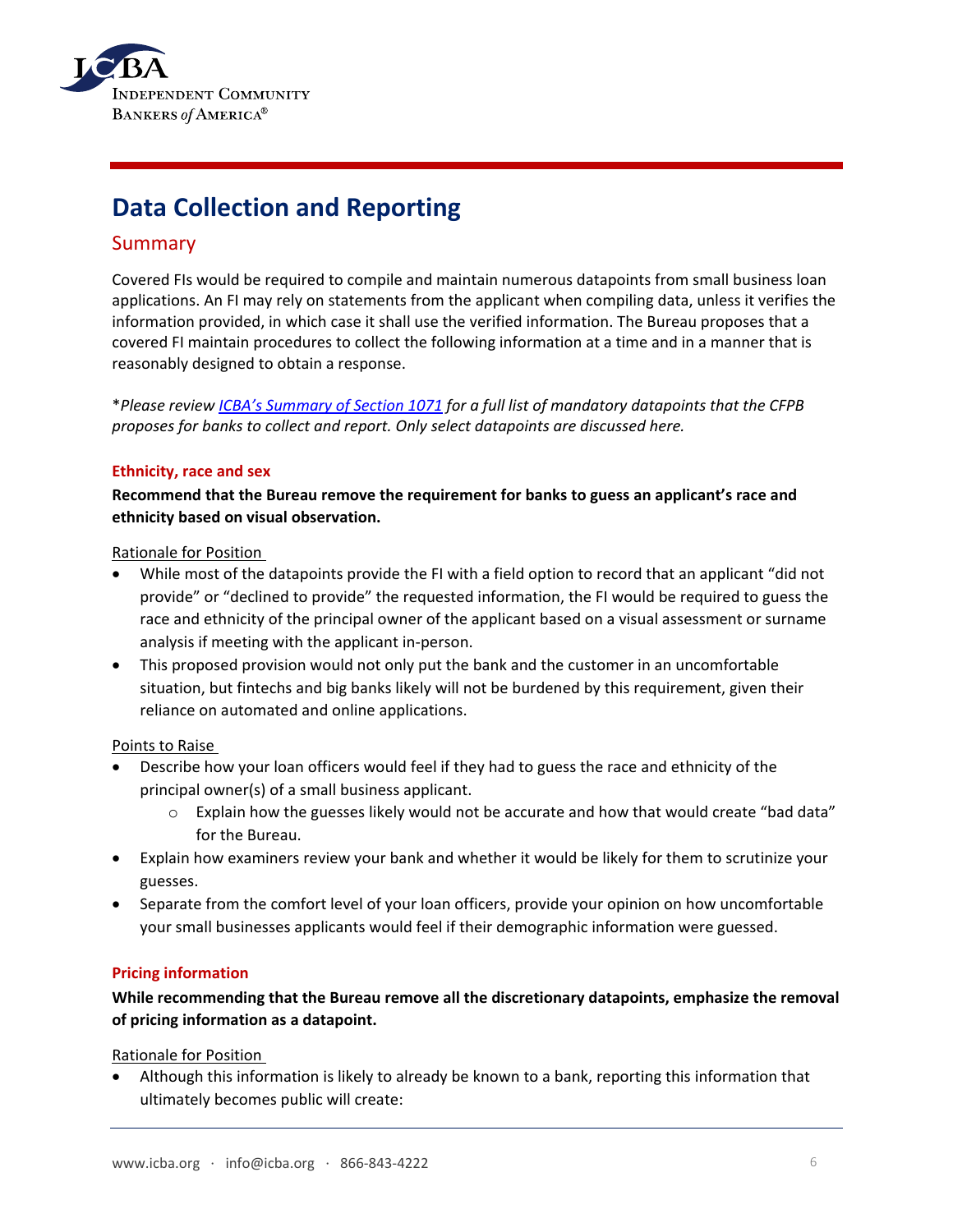# Data Collection and Reporting

## Summary

Covered FIs would be required to compile and maintain numerous datapoints from small business loan applications. An FI may rely on statements from the applicant when compiling data, unless it verifies the information provided, in which case it shall use the verified information. The Bureau proposes that a covered FI maintain procedures to collect the following information at a time and in a manner that is reasonably designed to obtain a response.

**Please review [ICBA's Summary of Section 1071]() for a full list of mandatory datapoints that the CFPB proposes for banks to collect and report. Only select datapoints are discussed here.*

### Ethnicity, race and sex

**Recommend that the Bureau remove the requirement for banks to guess an applicant's race and ethnicity based on visual observation.**

Rationale for Position

- While most of the datapoints provide the FI with a field option to record that an applicant "did not provide" or "declined to provide" the requested information, the FI would be required to guess the race and ethnicity of the principal owner of the applicant based on a visual assessment or surname analysis if meeting with the applicant in-person.
- This proposed provision would not only put the bank and the customer in an uncomfortable situation, but fintechs and big banks likely will not be burdened by this requirement, given their reliance on automated and online applications.

Points to Raise

- Describe how your loan officers would feel if they had to guess the race and ethnicity of the principal owner(s) of a small business applicant.
  - Explain how the guesses likely would not be accurate and how that would create "bad data" for the Bureau.
- Explain how examiners review your bank and whether it would be likely for them to scrutinize your guesses.
- Separate from the comfort level of your loan officers, provide your opinion on how uncomfortable your small businesses applicants would feel if their demographic information were guessed.

### Pricing information

**While recommending that the Bureau remove all the discretionary datapoints, emphasize the removal of pricing information as a datapoint.**

Rationale for Position

- Although this information is likely to already be known to a bank, reporting this information that ultimately becomes public will create: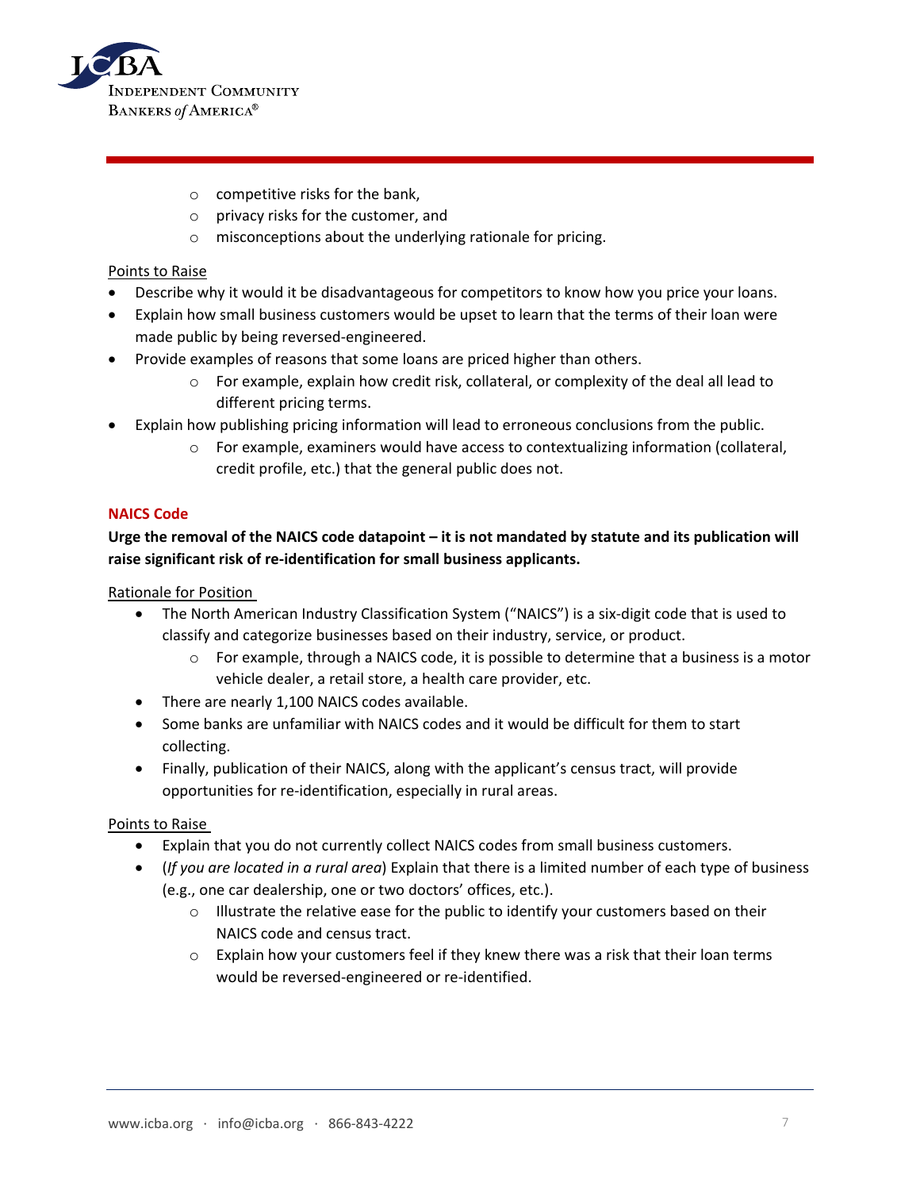- competitive risks for the bank,
- privacy risks for the customer, and
- misconceptions about the underlying rationale for pricing.

Points to Raise

- Describe why it would it be disadvantageous for competitors to know how you price your loans.
- Explain how small business customers would be upset to learn that the terms of their loan were made public by being reversed-engineered.
- Provide examples of reasons that some loans are priced higher than others.
  - For example, explain how credit risk, collateral, or complexity of the deal all lead to different pricing terms.
- Explain how publishing pricing information will lead to erroneous conclusions from the public.
  - For example, examiners would have access to contextualizing information (collateral, credit profile, etc.) that the general public does not.

### NAICS Code

**Urge the removal of the NAICS code datapoint – it is not mandated by statute and its publication will raise significant risk of re-identification for small business applicants.**

Rationale for Position

- The North American Industry Classification System ("NAICS") is a six-digit code that is used to classify and categorize businesses based on their industry, service, or product.
  - For example, through a NAICS code, it is possible to determine that a business is a motor vehicle dealer, a retail store, a health care provider, etc.
- There are nearly 1,100 NAICS codes available.
- Some banks are unfamiliar with NAICS codes and it would be difficult for them to start collecting.
- Finally, publication of their NAICS, along with the applicant's census tract, will provide opportunities for re-identification, especially in rural areas.

Points to Raise

- Explain that you do not currently collect NAICS codes from small business customers.
- (*If you are located in a rural area*) Explain that there is a limited number of each type of business (e.g., one car dealership, one or two doctors' offices, etc.).
  - Illustrate the relative ease for the public to identify your customers based on their NAICS code and census tract.
  - Explain how your customers feel if they knew there was a risk that their loan terms would be reversed-engineered or re-identified.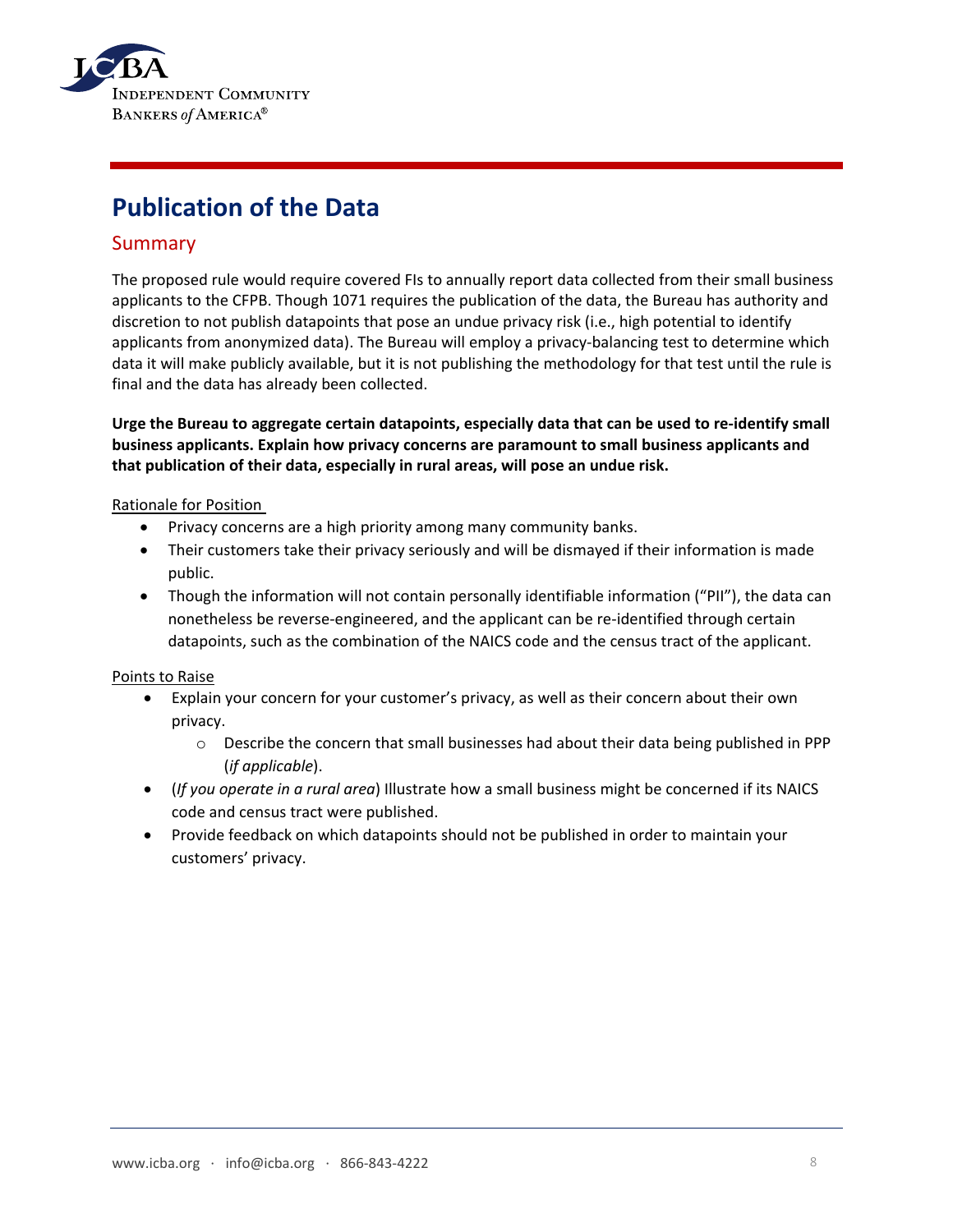# Publication of the Data

## Summary

The proposed rule would require covered FIs to annually report data collected from their small business applicants to the CFPB. Though 1071 requires the publication of the data, the Bureau has authority and discretion to not publish datapoints that pose an undue privacy risk (i.e., high potential to identify applicants from anonymized data). The Bureau will employ a privacy-balancing test to determine which data it will make publicly available, but it is not publishing the methodology for that test until the rule is final and the data has already been collected.

**Urge the Bureau to aggregate certain datapoints, especially data that can be used to re-identify small business applicants. Explain how privacy concerns are paramount to small business applicants and that publication of their data, especially in rural areas, will pose an undue risk.**

<u>Rationale for Position</u>

- Privacy concerns are a high priority among many community banks.
- Their customers take their privacy seriously and will be dismayed if their information is made public.
- Though the information will not contain personally identifiable information ("PII"), the data can nonetheless be reverse-engineered, and the applicant can be re-identified through certain datapoints, such as the combination of the NAICS code and the census tract of the applicant.

<u>Points to Raise</u>

- Explain your concern for your customer's privacy, as well as their concern about their own privacy.
  - Describe the concern that small businesses had about their data being published in PPP (*if applicable*).
- (*If you operate in a rural area*) Illustrate how a small business might be concerned if its NAICS code and census tract were published.
- Provide feedback on which datapoints should not be published in order to maintain your customers' privacy.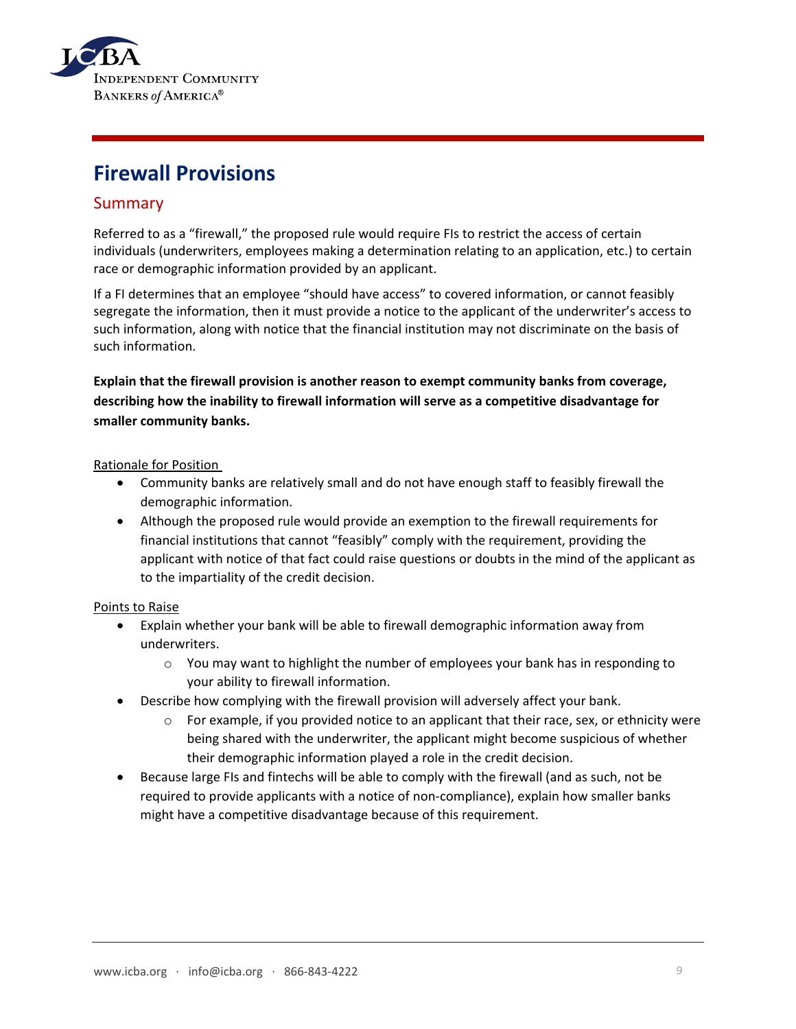# Firewall Provisions

## Summary

Referred to as a "firewall," the proposed rule would require FIs to restrict the access of certain individuals (underwriters, employees making a determination relating to an application, etc.) to certain race or demographic information provided by an applicant.

If a FI determines that an employee "should have access" to covered information, or cannot feasibly segregate the information, then it must provide a notice to the applicant of the underwriter's access to such information, along with notice that the financial institution may not discriminate on the basis of such information.

**Explain that the firewall provision is another reason to exempt community banks from coverage, describing how the inability to firewall information will serve as a competitive disadvantage for smaller community banks.**

Rationale for Position

- Community banks are relatively small and do not have enough staff to feasibly firewall the demographic information.
- Although the proposed rule would provide an exemption to the firewall requirements for financial institutions that cannot "feasibly" comply with the requirement, providing the applicant with notice of that fact could raise questions or doubts in the mind of the applicant as to the impartiality of the credit decision.

Points to Raise

- Explain whether your bank will be able to firewall demographic information away from underwriters.
  - You may want to highlight the number of employees your bank has in responding to your ability to firewall information.
- Describe how complying with the firewall provision will adversely affect your bank.
  - For example, if you provided notice to an applicant that their race, sex, or ethnicity were being shared with the underwriter, the applicant might become suspicious of whether their demographic information played a role in the credit decision.
- Because large FIs and fintechs will be able to comply with the firewall (and as such, not be required to provide applicants with a notice of non-compliance), explain how smaller banks might have a competitive disadvantage because of this requirement.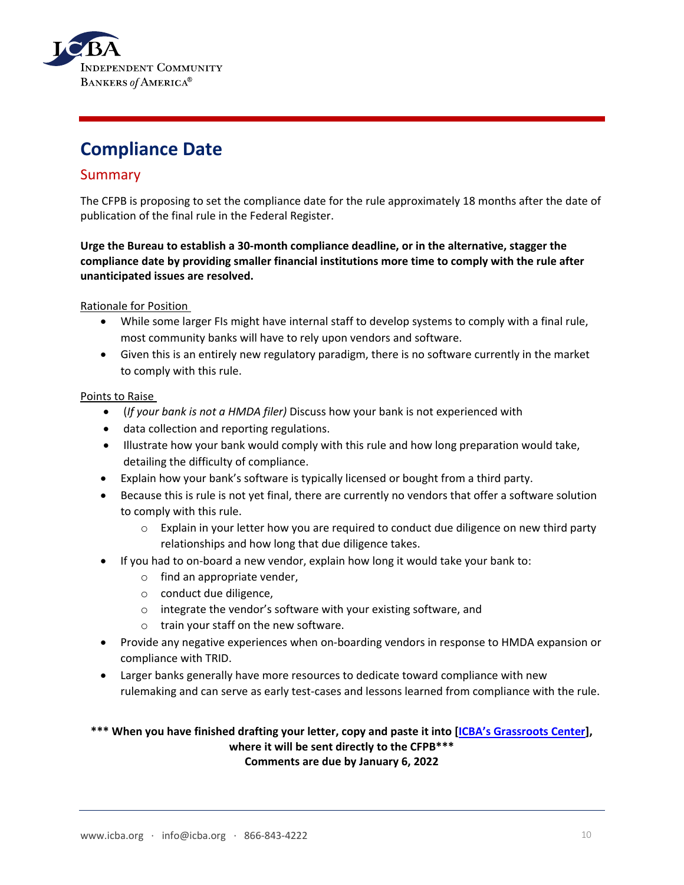# Compliance Date

## Summary

The CFPB is proposing to set the compliance date for the rule approximately 18 months after the date of publication of the final rule in the Federal Register.

**Urge the Bureau to establish a 30-month compliance deadline, or in the alternative, stagger the compliance date by providing smaller financial institutions more time to comply with the rule after unanticipated issues are resolved.**

Rationale for Position

- While some larger FIs might have internal staff to develop systems to comply with a final rule, most community banks will have to rely upon vendors and software.
- Given this is an entirely new regulatory paradigm, there is no software currently in the market to comply with this rule.

Points to Raise

- (*If your bank is not a HMDA filer)* Discuss how your bank is not experienced with
- data collection and reporting regulations.
- Illustrate how your bank would comply with this rule and how long preparation would take, detailing the difficulty of compliance.
- Explain how your bank's software is typically licensed or bought from a third party.
- Because this is rule is not yet final, there are currently no vendors that offer a software solution to comply with this rule.
    - Explain in your letter how you are required to conduct due diligence on new third party relationships and how long that due diligence takes.
- If you had to on-board a new vendor, explain how long it would take your bank to:
    - find an appropriate vender,
    - conduct due diligence,
    - integrate the vendor's software with your existing software, and
    - train your staff on the new software.
- Provide any negative experiences when on-boarding vendors in response to HMDA expansion or compliance with TRID.
- Larger banks generally have more resources to dedicate toward compliance with new rulemaking and can serve as early test-cases and lessons learned from compliance with the rule.

**\*\*\* When you have finished drafting your letter, copy and paste it into [ICBA's Grassroots Center], where it will be sent directly to the CFPB\*\*\***
**Comments are due by January 6, 2022**